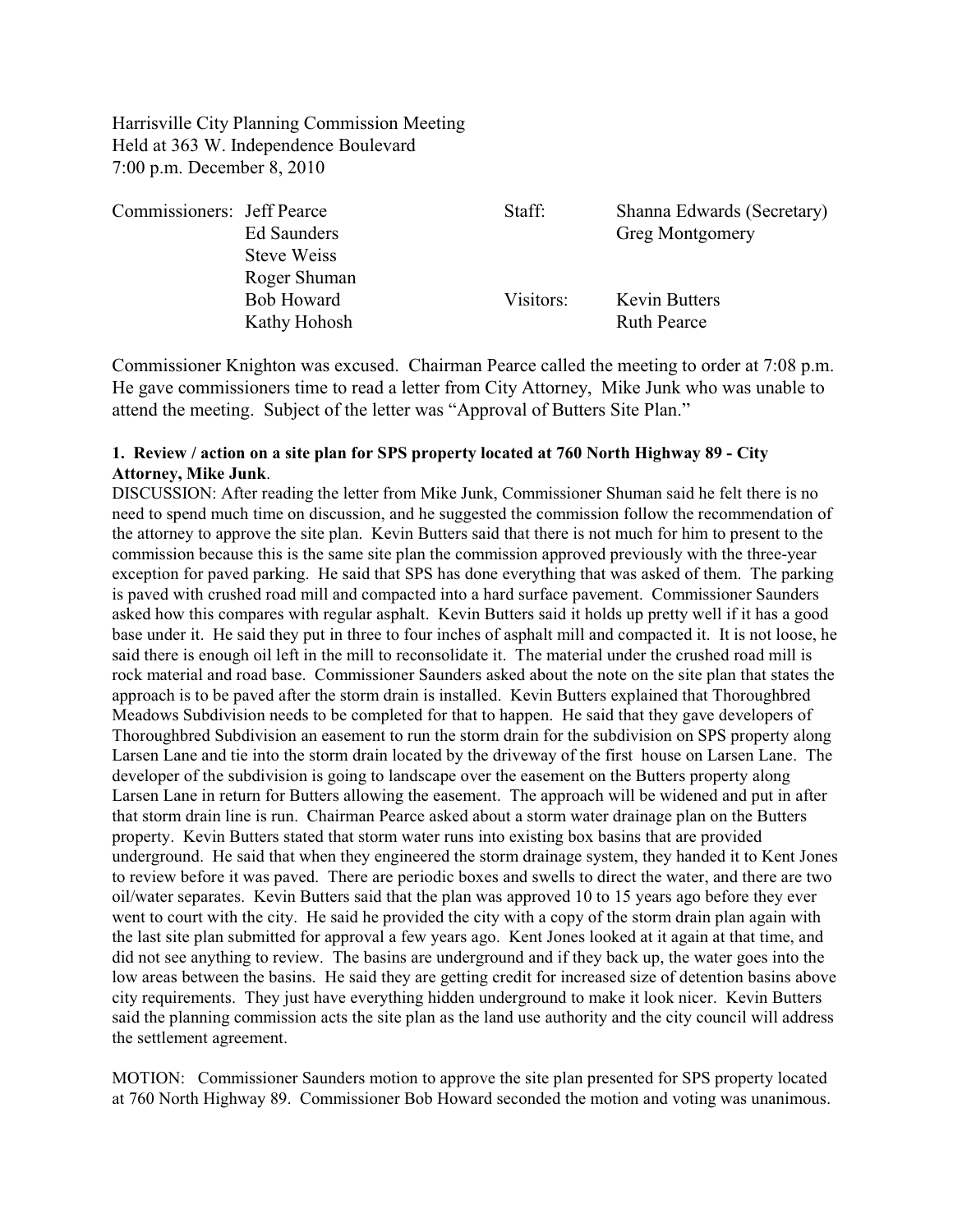Harrisville City Planning Commission Meeting
Held at 363 W. Independence Boulevard
7:00 p.m. December 8, 2010

| | | | |
|---|---|---|---|
| Commissioners: | Jeff Pearce | Staff: | Shanna Edwards (Secretary) |
| | Ed Saunders | | Greg Montgomery |
| | Steve Weiss | | |
| | Roger Shuman | | |
| | Bob Howard | Visitors: | Kevin Butters |
| | Kathy Hohosh | | Ruth Pearce |

Commissioner Knighton was excused. Chairman Pearce called the meeting to order at 7:08 p.m. He gave commissioners time to read a letter from City Attorney, Mike Junk who was unable to attend the meeting. Subject of the letter was "Approval of Butters Site Plan."

**1. Review / action on a site plan for SPS property located at 760 North Highway 89 - City Attorney, Mike Junk**.

DISCUSSION: After reading the letter from Mike Junk, Commissioner Shuman said he felt there is no need to spend much time on discussion, and he suggested the commission follow the recommendation of the attorney to approve the site plan. Kevin Butters said that there is not much for him to present to the commission because this is the same site plan the commission approved previously with the three-year exception for paved parking. He said that SPS has done everything that was asked of them. The parking is paved with crushed road mill and compacted into a hard surface pavement. Commissioner Saunders asked how this compares with regular asphalt. Kevin Butters said it holds up pretty well if it has a good base under it. He said they put in three to four inches of asphalt mill and compacted it. It is not loose, he said there is enough oil left in the mill to reconsolidate it. The material under the crushed road mill is rock material and road base. Commissioner Saunders asked about the note on the site plan that states the approach is to be paved after the storm drain is installed. Kevin Butters explained that Thoroughbred Meadows Subdivision needs to be completed for that to happen. He said that they gave developers of Thoroughbred Subdivision an easement to run the storm drain for the subdivision on SPS property along Larsen Lane and tie into the storm drain located by the driveway of the first house on Larsen Lane. The developer of the subdivision is going to landscape over the easement on the Butters property along Larsen Lane in return for Butters allowing the easement. The approach will be widened and put in after that storm drain line is run. Chairman Pearce asked about a storm water drainage plan on the Butters property. Kevin Butters stated that storm water runs into existing box basins that are provided underground. He said that when they engineered the storm drainage system, they handed it to Kent Jones to review before it was paved. There are periodic boxes and swells to direct the water, and there are two oil/water separates. Kevin Butters said that the plan was approved 10 to 15 years ago before they ever went to court with the city. He said he provided the city with a copy of the storm drain plan again with the last site plan submitted for approval a few years ago. Kent Jones looked at it again at that time, and did not see anything to review. The basins are underground and if they back up, the water goes into the low areas between the basins. He said they are getting credit for increased size of detention basins above city requirements. They just have everything hidden underground to make it look nicer. Kevin Butters said the planning commission acts the site plan as the land use authority and the city council will address the settlement agreement.

MOTION: Commissioner Saunders motion to approve the site plan presented for SPS property located at 760 North Highway 89. Commissioner Bob Howard seconded the motion and voting was unanimous.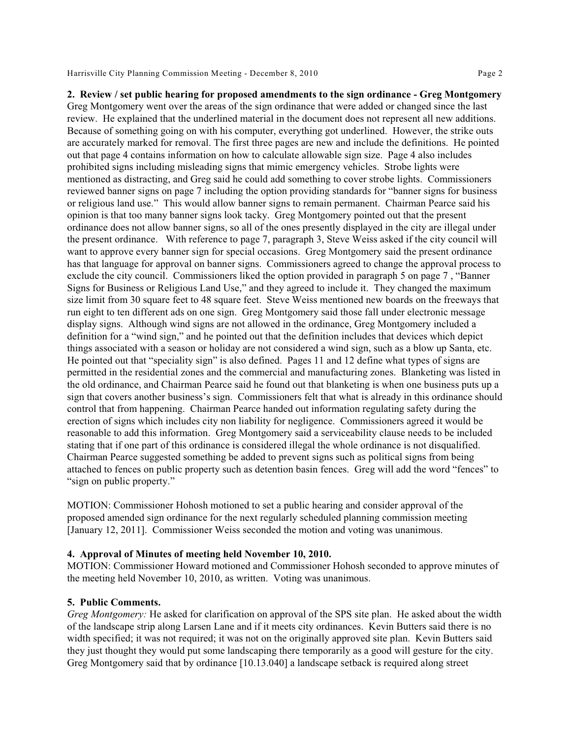**2. Review / set public hearing for proposed amendments to the sign ordinance - Greg Montgomery**
Greg Montgomery went over the areas of the sign ordinance that were added or changed since the last review. He explained that the underlined material in the document does not represent all new additions. Because of something going on with his computer, everything got underlined. However, the strike outs are accurately marked for removal. The first three pages are new and include the definitions. He pointed out that page 4 contains information on how to calculate allowable sign size. Page 4 also includes prohibited signs including misleading signs that mimic emergency vehicles. Strobe lights were mentioned as distracting, and Greg said he could add something to cover strobe lights. Commissioners reviewed banner signs on page 7 including the option providing standards for "banner signs for business or religious land use." This would allow banner signs to remain permanent. Chairman Pearce said his opinion is that too many banner signs look tacky. Greg Montgomery pointed out that the present ordinance does not allow banner signs, so all of the ones presently displayed in the city are illegal under the present ordinance. With reference to page 7, paragraph 3, Steve Weiss asked if the city council will want to approve every banner sign for special occasions. Greg Montgomery said the present ordinance has that language for approval on banner signs. Commissioners agreed to change the approval process to exclude the city council. Commissioners liked the option provided in paragraph 5 on page 7 , "Banner Signs for Business or Religious Land Use," and they agreed to include it. They changed the maximum size limit from 30 square feet to 48 square feet. Steve Weiss mentioned new boards on the freeways that run eight to ten different ads on one sign. Greg Montgomery said those fall under electronic message display signs. Although wind signs are not allowed in the ordinance, Greg Montgomery included a definition for a "wind sign," and he pointed out that the definition includes that devices which depict things associated with a season or holiday are not considered a wind sign, such as a blow up Santa, etc. He pointed out that "speciality sign" is also defined. Pages 11 and 12 define what types of signs are permitted in the residential zones and the commercial and manufacturing zones. Blanketing was listed in the old ordinance, and Chairman Pearce said he found out that blanketing is when one business puts up a sign that covers another business's sign. Commissioners felt that what is already in this ordinance should control that from happening. Chairman Pearce handed out information regulating safety during the erection of signs which includes city non liability for negligence. Commissioners agreed it would be reasonable to add this information. Greg Montgomery said a serviceability clause needs to be included stating that if one part of this ordinance is considered illegal the whole ordinance is not disqualified. Chairman Pearce suggested something be added to prevent signs such as political signs from being attached to fences on public property such as detention basin fences. Greg will add the word "fences" to "sign on public property."

MOTION: Commissioner Hohosh motioned to set a public hearing and consider approval of the proposed amended sign ordinance for the next regularly scheduled planning commission meeting [January 12, 2011]. Commissioner Weiss seconded the motion and voting was unanimous.

**4. Approval of Minutes of meeting held November 10, 2010.**
MOTION: Commissioner Howard motioned and Commissioner Hohosh seconded to approve minutes of the meeting held November 10, 2010, as written. Voting was unanimous.

**5. Public Comments.**
*Greg Montgomery:* He asked for clarification on approval of the SPS site plan. He asked about the width of the landscape strip along Larsen Lane and if it meets city ordinances. Kevin Butters said there is no width specified; it was not required; it was not on the originally approved site plan. Kevin Butters said they just thought they would put some landscaping there temporarily as a good will gesture for the city. Greg Montgomery said that by ordinance [10.13.040] a landscape setback is required along street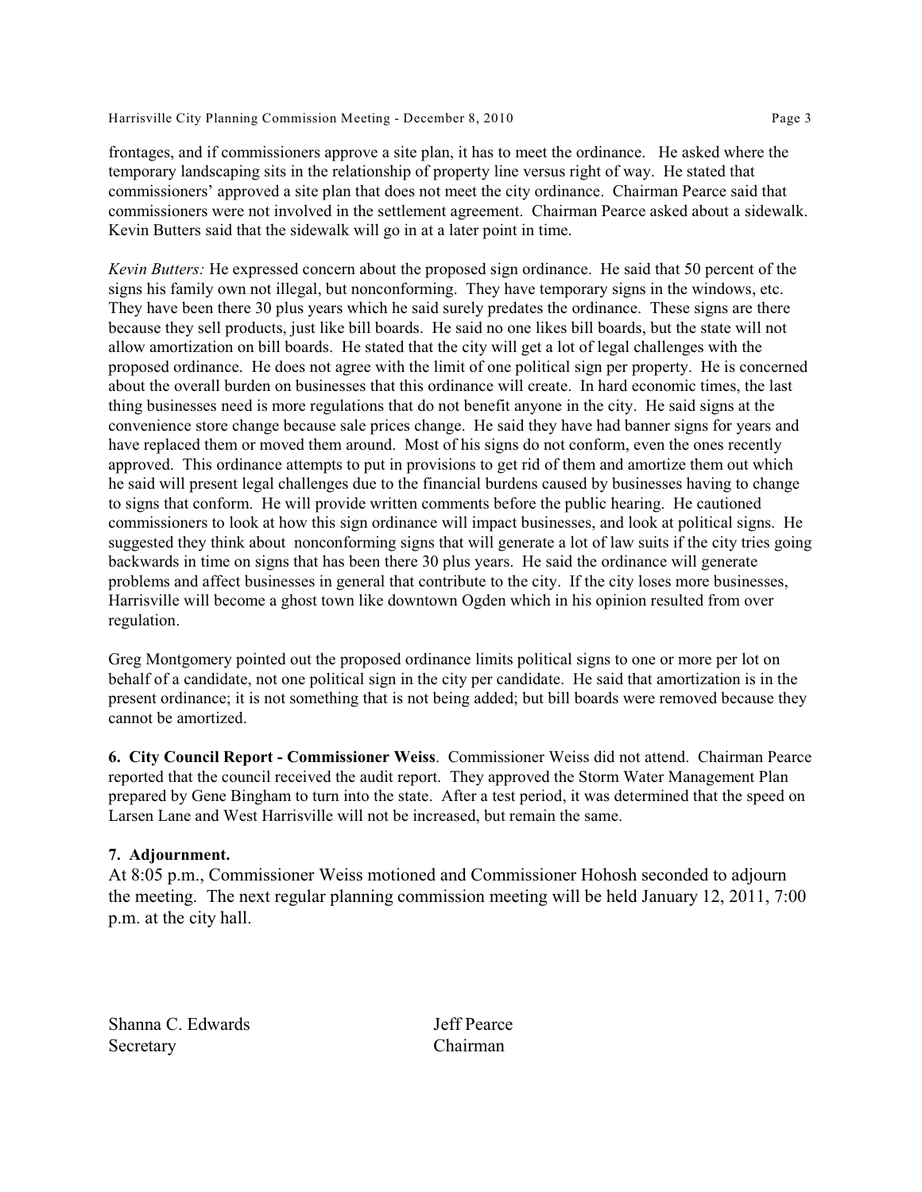frontages, and if commissioners approve a site plan, it has to meet the ordinance. He asked where the temporary landscaping sits in the relationship of property line versus right of way. He stated that commissioners' approved a site plan that does not meet the city ordinance. Chairman Pearce said that commissioners were not involved in the settlement agreement. Chairman Pearce asked about a sidewalk. Kevin Butters said that the sidewalk will go in at a later point in time.

*Kevin Butters:* He expressed concern about the proposed sign ordinance. He said that 50 percent of the signs his family own not illegal, but nonconforming. They have temporary signs in the windows, etc. They have been there 30 plus years which he said surely predates the ordinance. These signs are there because they sell products, just like bill boards. He said no one likes bill boards, but the state will not allow amortization on bill boards. He stated that the city will get a lot of legal challenges with the proposed ordinance. He does not agree with the limit of one political sign per property. He is concerned about the overall burden on businesses that this ordinance will create. In hard economic times, the last thing businesses need is more regulations that do not benefit anyone in the city. He said signs at the convenience store change because sale prices change. He said they have had banner signs for years and have replaced them or moved them around. Most of his signs do not conform, even the ones recently approved. This ordinance attempts to put in provisions to get rid of them and amortize them out which he said will present legal challenges due to the financial burdens caused by businesses having to change to signs that conform. He will provide written comments before the public hearing. He cautioned commissioners to look at how this sign ordinance will impact businesses, and look at political signs. He suggested they think about nonconforming signs that will generate a lot of law suits if the city tries going backwards in time on signs that has been there 30 plus years. He said the ordinance will generate problems and affect businesses in general that contribute to the city. If the city loses more businesses, Harrisville will become a ghost town like downtown Ogden which in his opinion resulted from over regulation.

Greg Montgomery pointed out the proposed ordinance limits political signs to one or more per lot on behalf of a candidate, not one political sign in the city per candidate. He said that amortization is in the present ordinance; it is not something that is not being added; but bill boards were removed because they cannot be amortized.

**6. City Council Report - Commissioner Weiss**. Commissioner Weiss did not attend. Chairman Pearce reported that the council received the audit report. They approved the Storm Water Management Plan prepared by Gene Bingham to turn into the state. After a test period, it was determined that the speed on Larsen Lane and West Harrisville will not be increased, but remain the same.

**7. Adjournment.**

At 8:05 p.m., Commissioner Weiss motioned and Commissioner Hohosh seconded to adjourn the meeting. The next regular planning commission meeting will be held January 12, 2011, 7:00 p.m. at the city hall.

Shanna C. Edwards
Secretary

Jeff Pearce
Chairman